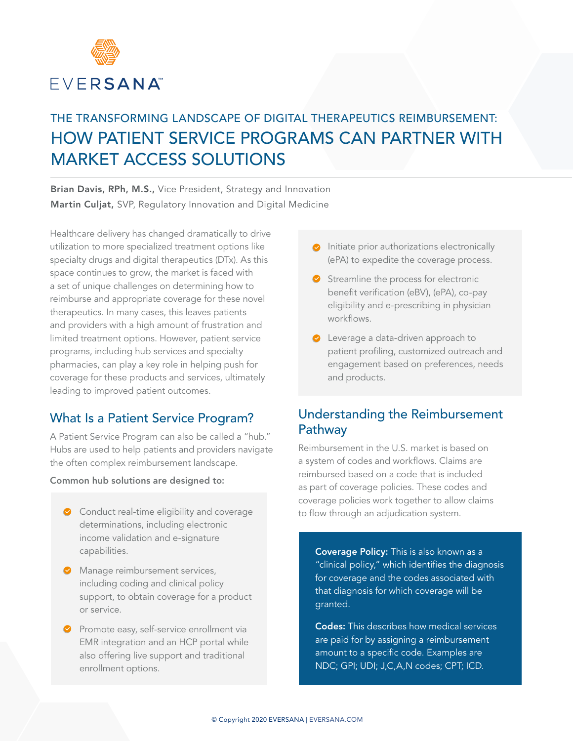EVERSANA™

# THE TRANSFORMING LANDSCAPE OF DIGITAL THERAPEUTICS REIMBURSEMENT: HOW PATIENT SERVICE PROGRAMS CAN PARTNER WITH MARKET ACCESS SOLUTIONS

**Brian Davis, RPh, M.S.,** Vice President, Strategy and Innovation
**Martin Culjat,** SVP, Regulatory Innovation and Digital Medicine

Healthcare delivery has changed dramatically to drive utilization to more specialized treatment options like specialty drugs and digital therapeutics (DTx). As this space continues to grow, the market is faced with a set of unique challenges on determining how to reimburse and appropriate coverage for these novel therapeutics. In many cases, this leaves patients and providers with a high amount of frustration and limited treatment options. However, patient service programs, including hub services and specialty pharmacies, can play a key role in helping push for coverage for these products and services, ultimately leading to improved patient outcomes.

## What Is a Patient Service Program?

A Patient Service Program can also be called a "hub." Hubs are used to help patients and providers navigate the often complex reimbursement landscape.

**Common hub solutions are designed to:**

- Conduct real-time eligibility and coverage determinations, including electronic income validation and e-signature capabilities.
- Manage reimbursement services, including coding and clinical policy support, to obtain coverage for a product or service.
- Promote easy, self-service enrollment via EMR integration and an HCP portal while also offering live support and traditional enrollment options.
- Initiate prior authorizations electronically (ePA) to expedite the coverage process.
- Streamline the process for electronic benefit verification (eBV), (ePA), co-pay eligibility and e-prescribing in physician workflows.
- Leverage a data-driven approach to patient profiling, customized outreach and engagement based on preferences, needs and products.

## Understanding the Reimbursement Pathway

Reimbursement in the U.S. market is based on a system of codes and workflows. Claims are reimbursed based on a code that is included as part of coverage policies. These codes and coverage policies work together to allow claims to flow through an adjudication system.

**Coverage Policy:** This is also known as a "clinical policy," which identifies the diagnosis for coverage and the codes associated with that diagnosis for which coverage will be granted.

**Codes:** This describes how medical services are paid for by assigning a reimbursement amount to a specific code. Examples are NDC; GPI; UDI; J,C,A,N codes; CPT; ICD.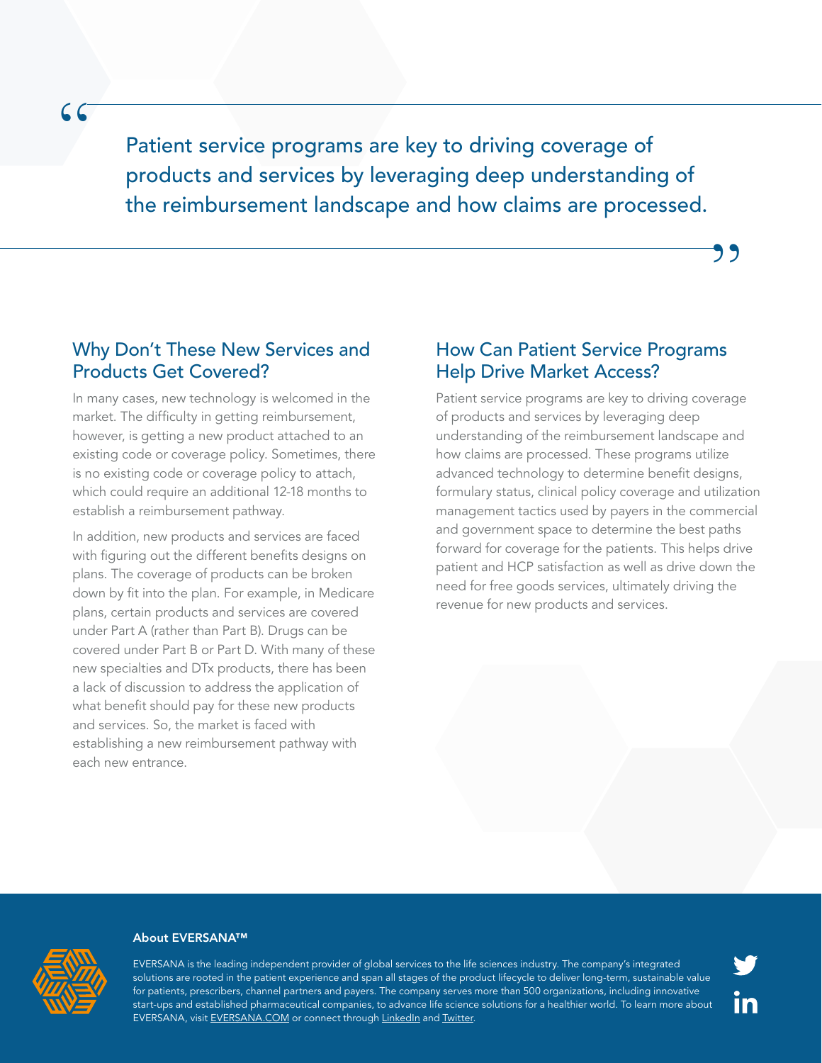> Patient service programs are key to driving coverage of products and services by leveraging deep understanding of the reimbursement landscape and how claims are processed.

## Why Don't These New Services and Products Get Covered?

In many cases, new technology is welcomed in the market. The difficulty in getting reimbursement, however, is getting a new product attached to an existing code or coverage policy. Sometimes, there is no existing code or coverage policy to attach, which could require an additional 12-18 months to establish a reimbursement pathway.

In addition, new products and services are faced with figuring out the different benefits designs on plans. The coverage of products can be broken down by fit into the plan. For example, in Medicare plans, certain products and services are covered under Part A (rather than Part B). Drugs can be covered under Part B or Part D. With many of these new specialties and DTx products, there has been a lack of discussion to address the application of what benefit should pay for these new products and services. So, the market is faced with establishing a new reimbursement pathway with each new entrance.

## How Can Patient Service Programs Help Drive Market Access?

Patient service programs are key to driving coverage of products and services by leveraging deep understanding of the reimbursement landscape and how claims are processed. These programs utilize advanced technology to determine benefit designs, formulary status, clinical policy coverage and utilization management tactics used by payers in the commercial and government space to determine the best paths forward for coverage for the patients. This helps drive patient and HCP satisfaction as well as drive down the need for free goods services, ultimately driving the revenue for new products and services.

**About EVERSANA™**

EVERSANA is the leading independent provider of global services to the life sciences industry. The company's integrated solutions are rooted in the patient experience and span all stages of the product lifecycle to deliver long-term, sustainable value for patients, prescribers, channel partners and payers. The company serves more than 500 organizations, including innovative start-ups and established pharmaceutical companies, to advance life science solutions for a healthier world. To learn more about EVERSANA, visit EVERSANA.COM or connect through LinkedIn and Twitter.